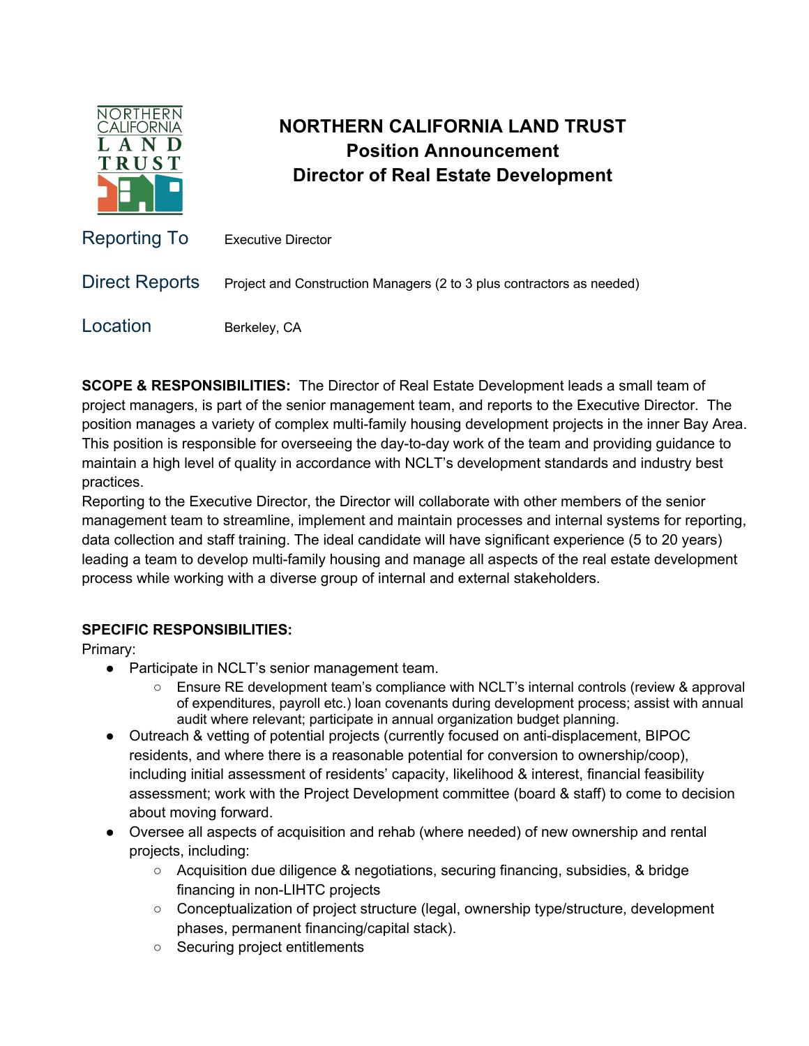# NORTHERN CALIFORNIA LAND TRUST

## Position Announcement

## Director of Real Estate Development

| | |
|---|---|
| Reporting To | Executive Director |
| Direct Reports | Project and Construction Managers (2 to 3 plus contractors as needed) |
| Location | Berkeley, CA |

**SCOPE & RESPONSIBILITIES:** The Director of Real Estate Development leads a small team of project managers, is part of the senior management team, and reports to the Executive Director. The position manages a variety of complex multi-family housing development projects in the inner Bay Area. This position is responsible for overseeing the day-to-day work of the team and providing guidance to maintain a high level of quality in accordance with NCLT's development standards and industry best practices.

Reporting to the Executive Director, the Director will collaborate with other members of the senior management team to streamline, implement and maintain processes and internal systems for reporting, data collection and staff training. The ideal candidate will have significant experience (5 to 20 years) leading a team to develop multi-family housing and manage all aspects of the real estate development process while working with a diverse group of internal and external stakeholders.

**SPECIFIC RESPONSIBILITIES:**

Primary:

- Participate in NCLT's senior management team.
  - Ensure RE development team's compliance with NCLT's internal controls (review & approval of expenditures, payroll etc.) loan covenants during development process; assist with annual audit where relevant; participate in annual organization budget planning.
- Outreach & vetting of potential projects (currently focused on anti-displacement, BIPOC residents, and where there is a reasonable potential for conversion to ownership/coop), including initial assessment of residents' capacity, likelihood & interest, financial feasibility assessment; work with the Project Development committee (board & staff) to come to decision about moving forward.
- Oversee all aspects of acquisition and rehab (where needed) of new ownership and rental projects, including:
  - Acquisition due diligence & negotiations, securing financing, subsidies, & bridge financing in non-LIHTC projects
  - Conceptualization of project structure (legal, ownership type/structure, development phases, permanent financing/capital stack).
  - Securing project entitlements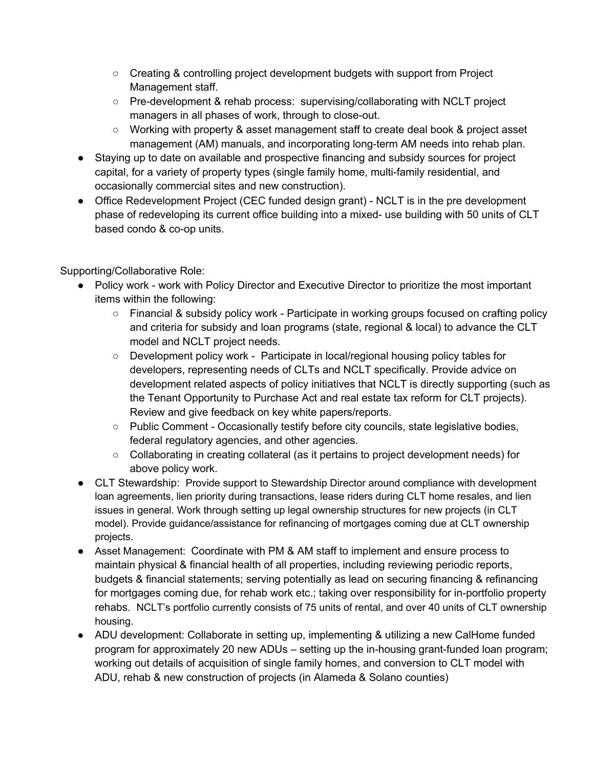- Creating & controlling project development budgets with support from Project Management staff.
    - Pre-development & rehab process: supervising/collaborating with NCLT project managers in all phases of work, through to close-out.
    - Working with property & asset management staff to create deal book & project asset management (AM) manuals, and incorporating long-term AM needs into rehab plan.
- Staying up to date on available and prospective financing and subsidy sources for project capital, for a variety of property types (single family home, multi-family residential, and occasionally commercial sites and new construction).
- Office Redevelopment Project (CEC funded design grant) - NCLT is in the pre development phase of redeveloping its current office building into a mixed- use building with 50 units of CLT based condo & co-op units.

Supporting/Collaborative Role:

- Policy work - work with Policy Director and Executive Director to prioritize the most important items within the following:
    - Financial & subsidy policy work - Participate in working groups focused on crafting policy and criteria for subsidy and loan programs (state, regional & local) to advance the CLT model and NCLT project needs.
    - Development policy work - Participate in local/regional housing policy tables for developers, representing needs of CLTs and NCLT specifically. Provide advice on development related aspects of policy initiatives that NCLT is directly supporting (such as the Tenant Opportunity to Purchase Act and real estate tax reform for CLT projects). Review and give feedback on key white papers/reports.
    - Public Comment - Occasionally testify before city councils, state legislative bodies, federal regulatory agencies, and other agencies.
    - Collaborating in creating collateral (as it pertains to project development needs) for above policy work.
- CLT Stewardship: Provide support to Stewardship Director around compliance with development loan agreements, lien priority during transactions, lease riders during CLT home resales, and lien issues in general. Work through setting up legal ownership structures for new projects (in CLT model). Provide guidance/assistance for refinancing of mortgages coming due at CLT ownership projects.
- Asset Management: Coordinate with PM & AM staff to implement and ensure process to maintain physical & financial health of all properties, including reviewing periodic reports, budgets & financial statements; serving potentially as lead on securing financing & refinancing for mortgages coming due, for rehab work etc.; taking over responsibility for in-portfolio property rehabs. NCLT's portfolio currently consists of 75 units of rental, and over 40 units of CLT ownership housing.
- ADU development: Collaborate in setting up, implementing & utilizing a new CalHome funded program for approximately 20 new ADUs – setting up the in-housing grant-funded loan program; working out details of acquisition of single family homes, and conversion to CLT model with ADU, rehab & new construction of projects (in Alameda & Solano counties)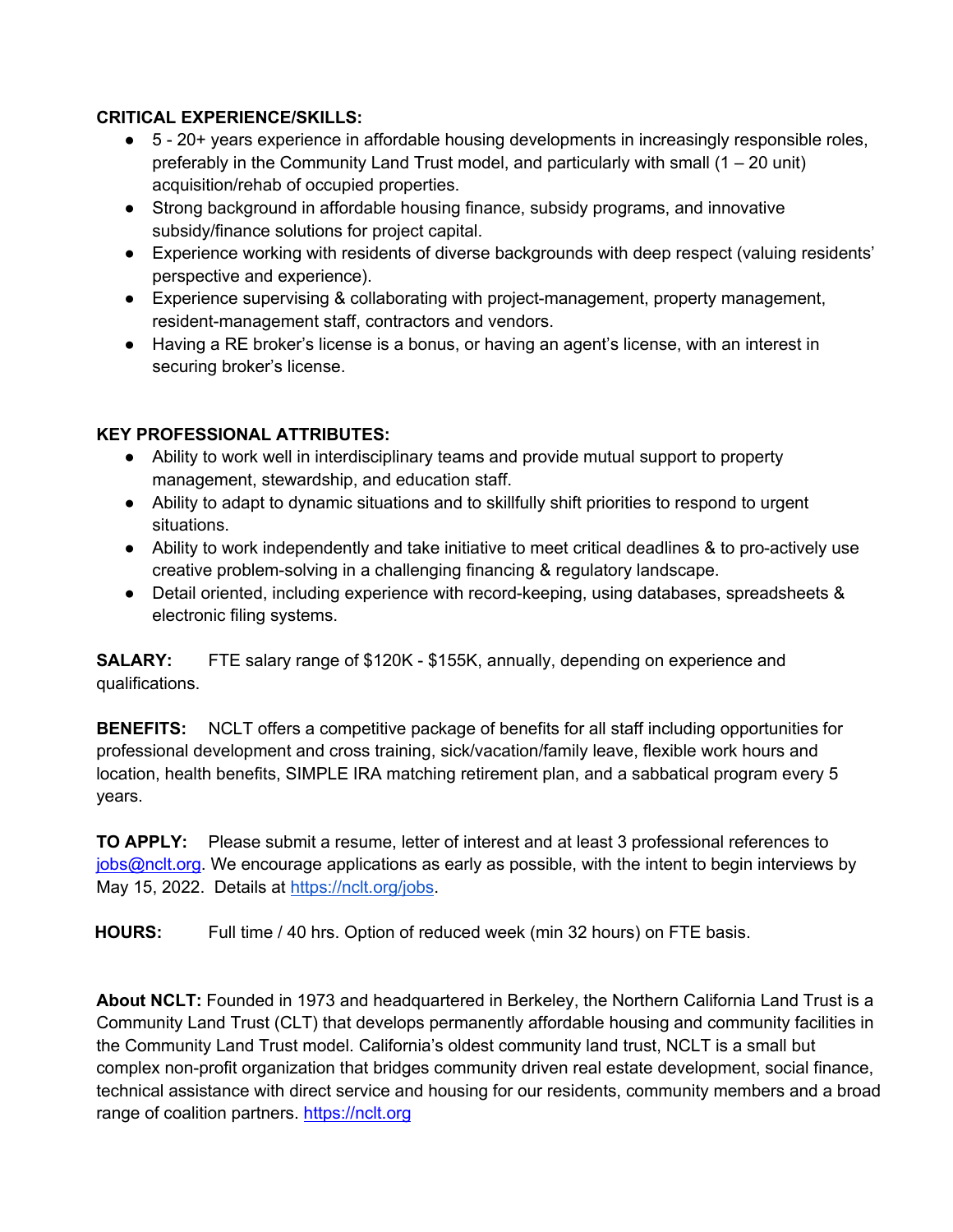**CRITICAL EXPERIENCE/SKILLS:**

- 5 - 20+ years experience in affordable housing developments in increasingly responsible roles, preferably in the Community Land Trust model, and particularly with small (1 – 20 unit) acquisition/rehab of occupied properties.
- Strong background in affordable housing finance, subsidy programs, and innovative subsidy/finance solutions for project capital.
- Experience working with residents of diverse backgrounds with deep respect (valuing residents' perspective and experience).
- Experience supervising & collaborating with project-management, property management, resident-management staff, contractors and vendors.
- Having a RE broker's license is a bonus, or having an agent's license, with an interest in securing broker's license.

**KEY PROFESSIONAL ATTRIBUTES:**

- Ability to work well in interdisciplinary teams and provide mutual support to property management, stewardship, and education staff.
- Ability to adapt to dynamic situations and to skillfully shift priorities to respond to urgent situations.
- Ability to work independently and take initiative to meet critical deadlines & to pro-actively use creative problem-solving in a challenging financing & regulatory landscape.
- Detail oriented, including experience with record-keeping, using databases, spreadsheets & electronic filing systems.

**SALARY:** FTE salary range of $120K - $155K, annually, depending on experience and qualifications.

**BENEFITS:** NCLT offers a competitive package of benefits for all staff including opportunities for professional development and cross training, sick/vacation/family leave, flexible work hours and location, health benefits, SIMPLE IRA matching retirement plan, and a sabbatical program every 5 years.

**TO APPLY:** Please submit a resume, letter of interest and at least 3 professional references to [jobs@nclt.org](mailto:jobs@nclt.org). We encourage applications as early as possible, with the intent to begin interviews by May 15, 2022. Details at [https://nclt.org/jobs](https://nclt.org/jobs).

**HOURS:** Full time / 40 hrs. Option of reduced week (min 32 hours) on FTE basis.

**About NCLT:** Founded in 1973 and headquartered in Berkeley, the Northern California Land Trust is a Community Land Trust (CLT) that develops permanently affordable housing and community facilities in the Community Land Trust model. California's oldest community land trust, NCLT is a small but complex non-profit organization that bridges community driven real estate development, social finance, technical assistance with direct service and housing for our residents, community members and a broad range of coalition partners. [https://nclt.org](https://nclt.org)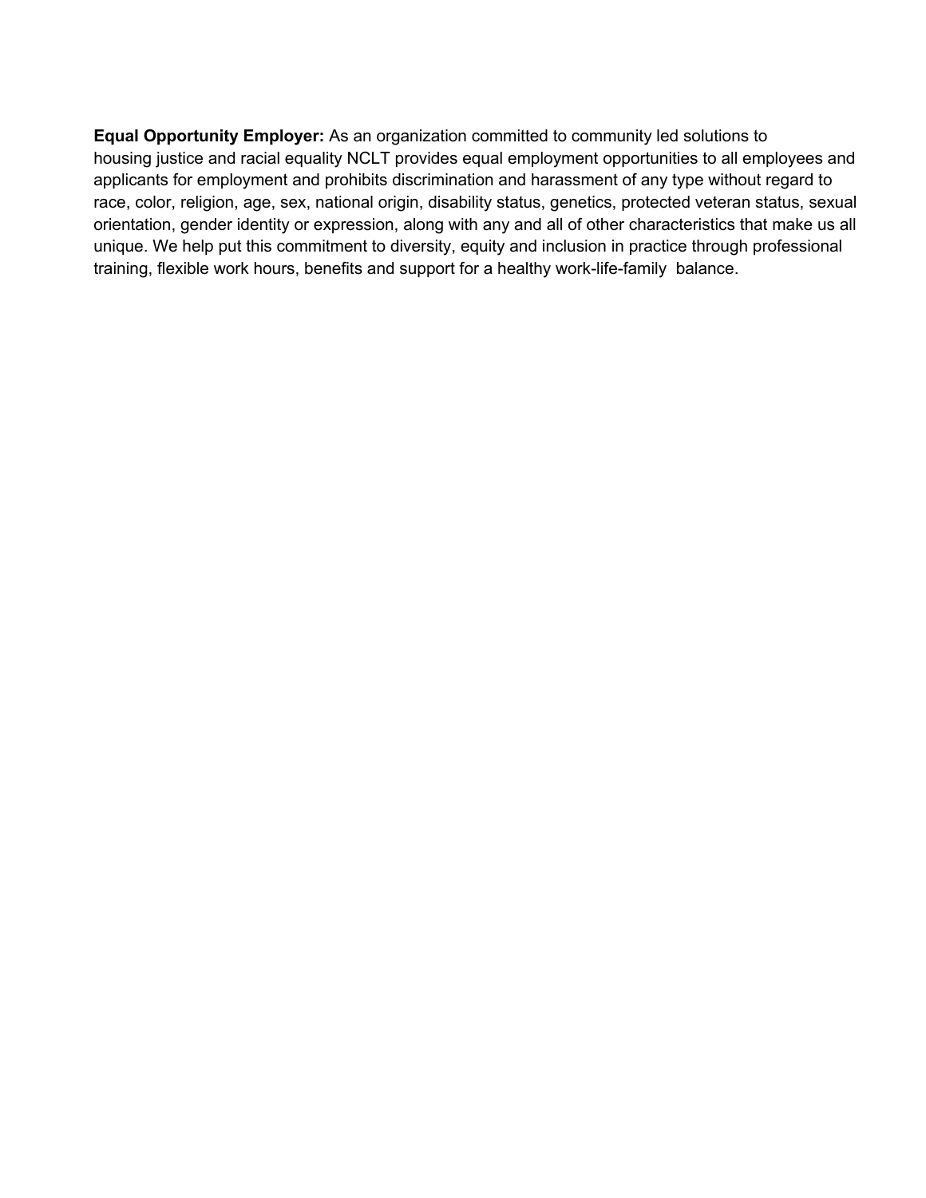**Equal Opportunity Employer:** As an organization committed to community led solutions to housing justice and racial equality NCLT provides equal employment opportunities to all employees and applicants for employment and prohibits discrimination and harassment of any type without regard to race, color, religion, age, sex, national origin, disability status, genetics, protected veteran status, sexual orientation, gender identity or expression, along with any and all of other characteristics that make us all unique. We help put this commitment to diversity, equity and inclusion in practice through professional training, flexible work hours, benefits and support for a healthy work-life-family balance.